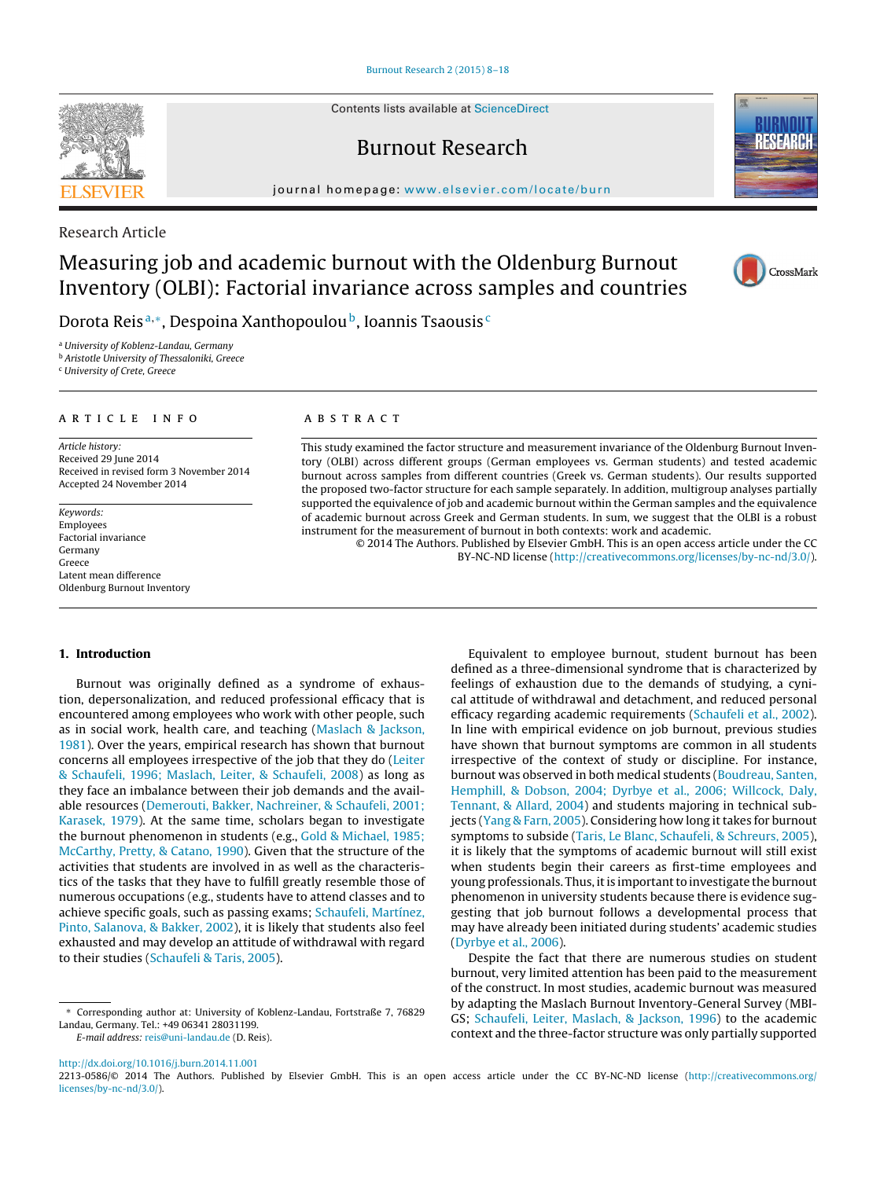Research Article

# Measuring job and academic burnout with the Oldenburg Burnout Inventory (OLBI): Factorial invariance across samples and countries

Dorota Reis[a,*], Despoina Xanthopoulou[b], Ioannis Tsaousis[c]

[a] University of Koblenz-Landau, Germany
[b] Aristotle University of Thessaloniki, Greece
[c] University of Crete, Greece

**ARTICLE INFO**

*Article history:*
Received 29 June 2014
Received in revised form 3 November 2014
Accepted 24 November 2014

*Keywords:*
Employees
Factorial invariance
Germany
Greece
Latent mean difference
Oldenburg Burnout Inventory

**ABSTRACT**

This study examined the factor structure and measurement invariance of the Oldenburg Burnout Inventory (OLBI) across different groups (German employees vs. German students) and tested academic burnout across samples from different countries (Greek vs. German students). Our results supported the proposed two-factor structure for each sample separately. In addition, multigroup analyses partially supported the equivalence of job and academic burnout within the German samples and the equivalence of academic burnout across Greek and German students. In sum, we suggest that the OLBI is a robust instrument for the measurement of burnout in both contexts: work and academic.

© 2014 The Authors. Published by Elsevier GmbH. This is an open access article under the CC BY-NC-ND license (http://creativecommons.org/licenses/by-nc-nd/3.0/).

## 1. Introduction

Burnout was originally defined as a syndrome of exhaustion, depersonalization, and reduced professional efficacy that is encountered among employees who work with other people, such as in social work, health care, and teaching (Maslach & Jackson, 1981). Over the years, empirical research has shown that burnout concerns all employees irrespective of the job that they do (Leiter & Schaufeli, 1996; Maslach, Leiter, & Schaufeli, 2008) as long as they face an imbalance between their job demands and the available resources (Demerouti, Bakker, Nachreiner, & Schaufeli, 2001; Karasek, 1979). At the same time, scholars began to investigate the burnout phenomenon in students (e.g., Gold & Michael, 1985; McCarthy, Pretty, & Catano, 1990). Given that the structure of the activities that students are involved in as well as the characteristics of the tasks that they have to fulfill greatly resemble those of numerous occupations (e.g., students have to attend classes and to achieve specific goals, such as passing exams; Schaufeli, Martínez, Pinto, Salanova, & Bakker, 2002), it is likely that students also feel exhausted and may develop an attitude of withdrawal with regard to their studies (Schaufeli & Taris, 2005).

Equivalent to employee burnout, student burnout has been defined as a three-dimensional syndrome that is characterized by feelings of exhaustion due to the demands of studying, a cynical attitude of withdrawal and detachment, and reduced personal efficacy regarding academic requirements (Schaufeli et al., 2002). In line with empirical evidence on job burnout, previous studies have shown that burnout symptoms are common in all students irrespective of the context of study or discipline. For instance, burnout was observed in both medical students (Boudreau, Santen, Hemphill, & Dobson, 2004; Dyrbye et al., 2006; Willcock, Daly, Tennant, & Allard, 2004) and students majoring in technical subjects (Yang & Farn, 2005). Considering how long it takes for burnout symptoms to subside (Taris, Le Blanc, Schaufeli, & Schreurs, 2005), it is likely that the symptoms of academic burnout will still exist when students begin their careers as first-time employees and young professionals. Thus, it is important to investigate the burnout phenomenon in university students because there is evidence suggesting that job burnout follows a developmental process that may have already been initiated during students' academic studies (Dyrbye et al., 2006).

Despite the fact that there are numerous studies on student burnout, very limited attention has been paid to the measurement of the construct. In most studies, academic burnout was measured by adapting the Maslach Burnout Inventory-General Survey (MBI-GS; Schaufeli, Leiter, Maslach, & Jackson, 1996) to the academic context and the three-factor structure was only partially supported

\* Corresponding author at: University of Koblenz-Landau, Fortstraße 7, 76829 Landau, Germany. Tel.: +49 06341 28031199.
*E-mail address:* reis@uni-landau.de (D. Reis).

http://dx.doi.org/10.1016/j.burn.2014.11.001
2213-0586/© 2014 The Authors. Published by Elsevier GmbH. This is an open access article under the CC BY-NC-ND license (http://creativecommons.org/licenses/by-nc-nd/3.0/).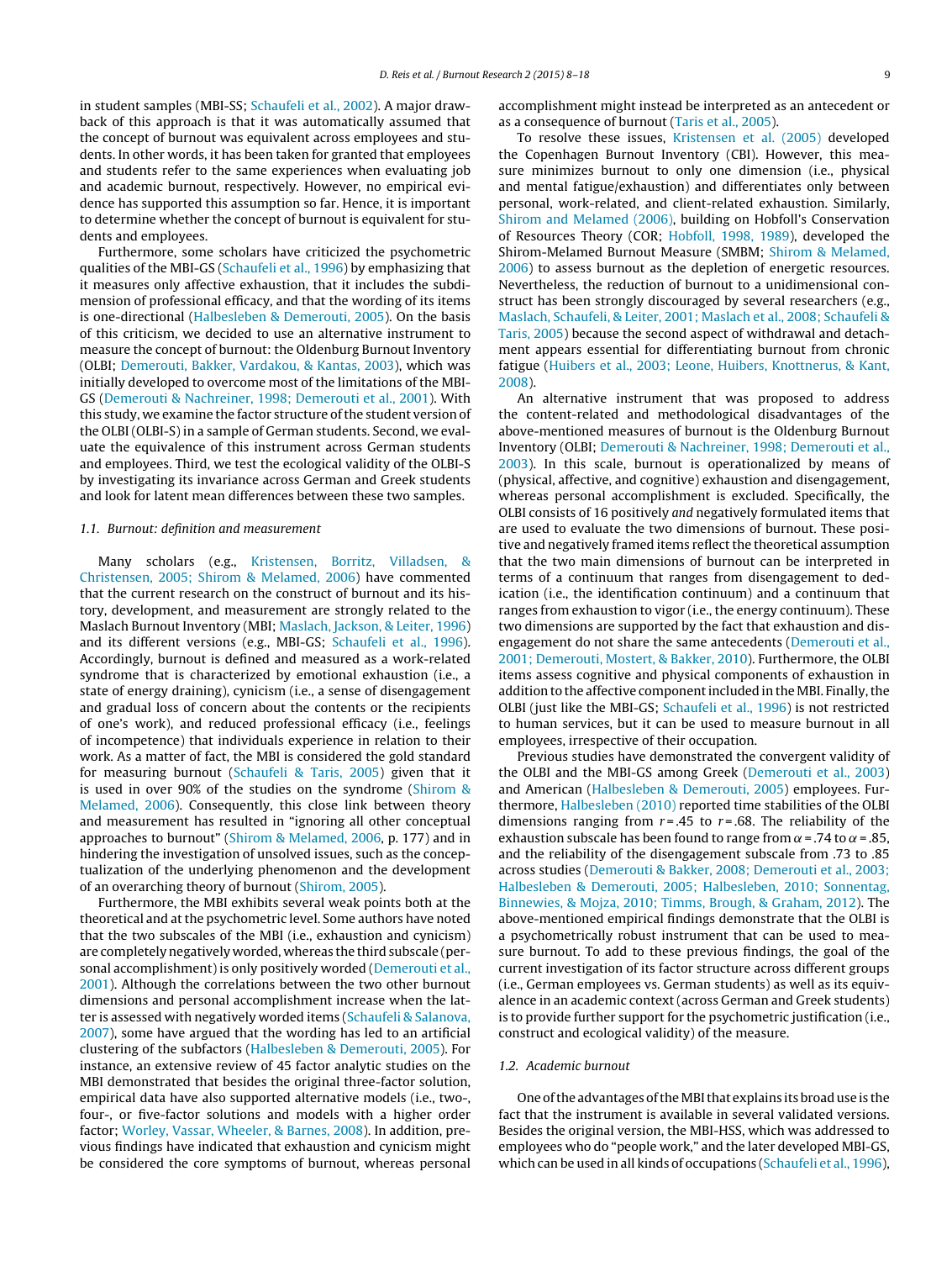in student samples (MBI-SS; Schaufeli et al., 2002). A major drawback of this approach is that it was automatically assumed that the concept of burnout was equivalent across employees and students. In other words, it has been taken for granted that employees and students refer to the same experiences when evaluating job and academic burnout, respectively. However, no empirical evidence has supported this assumption so far. Hence, it is important to determine whether the concept of burnout is equivalent for students and employees.

Furthermore, some scholars have criticized the psychometric qualities of the MBI-GS (Schaufeli et al., 1996) by emphasizing that it measures only affective exhaustion, that it includes the subdimension of professional efficacy, and that the wording of its items is one-directional (Halbesleben & Demerouti, 2005). On the basis of this criticism, we decided to use an alternative instrument to measure the concept of burnout: the Oldenburg Burnout Inventory (OLBI; Demerouti, Bakker, Vardakou, & Kantas, 2003), which was initially developed to overcome most of the limitations of the MBI-GS (Demerouti & Nachreiner, 1998; Demerouti et al., 2001). With this study, we examine the factor structure of the student version of the OLBI (OLBI-S) in a sample of German students. Second, we evaluate the equivalence of this instrument across German students and employees. Third, we test the ecological validity of the OLBI-S by investigating its invariance across German and Greek students and look for latent mean differences between these two samples.

### 1.1. Burnout: definition and measurement

Many scholars (e.g., Kristensen, Borritz, Villadsen, & Christensen, 2005; Shirom & Melamed, 2006) have commented that the current research on the construct of burnout and its history, development, and measurement are strongly related to the Maslach Burnout Inventory (MBI; Maslach, Jackson, & Leiter, 1996) and its different versions (e.g., MBI-GS; Schaufeli et al., 1996). Accordingly, burnout is defined and measured as a work-related syndrome that is characterized by emotional exhaustion (i.e., a state of energy draining), cynicism (i.e., a sense of disengagement and gradual loss of concern about the contents or the recipients of one's work), and reduced professional efficacy (i.e., feelings of incompetence) that individuals experience in relation to their work. As a matter of fact, the MBI is considered the gold standard for measuring burnout (Schaufeli & Taris, 2005) given that it is used in over 90% of the studies on the syndrome (Shirom & Melamed, 2006). Consequently, this close link between theory and measurement has resulted in "ignoring all other conceptual approaches to burnout" (Shirom & Melamed, 2006, p. 177) and in hindering the investigation of unsolved issues, such as the conceptualization of the underlying phenomenon and the development of an overarching theory of burnout (Shirom, 2005).

Furthermore, the MBI exhibits several weak points both at the theoretical and at the psychometric level. Some authors have noted that the two subscales of the MBI (i.e., exhaustion and cynicism) are completely negatively worded, whereas the third subscale (personal accomplishment) is only positively worded (Demerouti et al., 2001). Although the correlations between the two other burnout dimensions and personal accomplishment increase when the latter is assessed with negatively worded items (Schaufeli & Salanova, 2007), some have argued that the wording has led to an artificial clustering of the subfactors (Halbesleben & Demerouti, 2005). For instance, an extensive review of 45 factor analytic studies on the MBI demonstrated that besides the original three-factor solution, empirical data have also supported alternative models (i.e., two-, four-, or five-factor solutions and models with a higher order factor; Worley, Vassar, Wheeler, & Barnes, 2008). In addition, previous findings have indicated that exhaustion and cynicism might be considered the core symptoms of burnout, whereas personal accomplishment might instead be interpreted as an antecedent or as a consequence of burnout (Taris et al., 2005).

To resolve these issues, Kristensen et al. (2005) developed the Copenhagen Burnout Inventory (CBI). However, this measure minimizes burnout to only one dimension (i.e., physical and mental fatigue/exhaustion) and differentiates only between personal, work-related, and client-related exhaustion. Similarly, Shirom and Melamed (2006), building on Hobfoll's Conservation of Resources Theory (COR; Hobfoll, 1998, 1989), developed the Shirom-Melamed Burnout Measure (SMBM; Shirom & Melamed, 2006) to assess burnout as the depletion of energetic resources. Nevertheless, the reduction of burnout to a unidimensional construct has been strongly discouraged by several researchers (e.g., Maslach, Schaufeli, & Leiter, 2001; Maslach et al., 2008; Schaufeli & Taris, 2005) because the second aspect of withdrawal and detachment appears essential for differentiating burnout from chronic fatigue (Huibers et al., 2003; Leone, Huibers, Knottnerus, & Kant, 2008).

An alternative instrument that was proposed to address the content-related and methodological disadvantages of the above-mentioned measures of burnout is the Oldenburg Burnout Inventory (OLBI; Demerouti & Nachreiner, 1998; Demerouti et al., 2003). In this scale, burnout is operationalized by means of (physical, affective, and cognitive) exhaustion and disengagement, whereas personal accomplishment is excluded. Specifically, the OLBI consists of 16 positively *and* negatively formulated items that are used to evaluate the two dimensions of burnout. These positive and negatively framed items reflect the theoretical assumption that the two main dimensions of burnout can be interpreted in terms of a continuum that ranges from disengagement to dedication (i.e., the identification continuum) and a continuum that ranges from exhaustion to vigor (i.e., the energy continuum). These two dimensions are supported by the fact that exhaustion and disengagement do not share the same antecedents (Demerouti et al., 2001; Demerouti, Mostert, & Bakker, 2010). Furthermore, the OLBI items assess cognitive and physical components of exhaustion in addition to the affective component included in the MBI. Finally, the OLBI (just like the MBI-GS; Schaufeli et al., 1996) is not restricted to human services, but it can be used to measure burnout in all employees, irrespective of their occupation.

Previous studies have demonstrated the convergent validity of the OLBI and the MBI-GS among Greek (Demerouti et al., 2003) and American (Halbesleben & Demerouti, 2005) employees. Furthermore, Halbesleben (2010) reported time stabilities of the OLBI dimensions ranging from $r = .45$ to $r = .68$. The reliability of the exhaustion subscale has been found to range from $\alpha = .74$ to $\alpha = .85$, and the reliability of the disengagement subscale from .73 to .85 across studies (Demerouti & Bakker, 2008; Demerouti et al., 2003; Halbesleben & Demerouti, 2005; Halbesleben, 2010; Sonnentag, Binnewies, & Mojza, 2010; Timms, Brough, & Graham, 2012). The above-mentioned empirical findings demonstrate that the OLBI is a psychometrically robust instrument that can be used to measure burnout. To add to these previous findings, the goal of the current investigation of its factor structure across different groups (i.e., German employees vs. German students) as well as its equivalence in an academic context (across German and Greek students) is to provide further support for the psychometric justification (i.e., construct and ecological validity) of the measure.

### 1.2. Academic burnout

One of the advantages of the MBI that explains its broad use is the fact that the instrument is available in several validated versions. Besides the original version, the MBI-HSS, which was addressed to employees who do "people work," and the later developed MBI-GS, which can be used in all kinds of occupations (Schaufeli et al., 1996),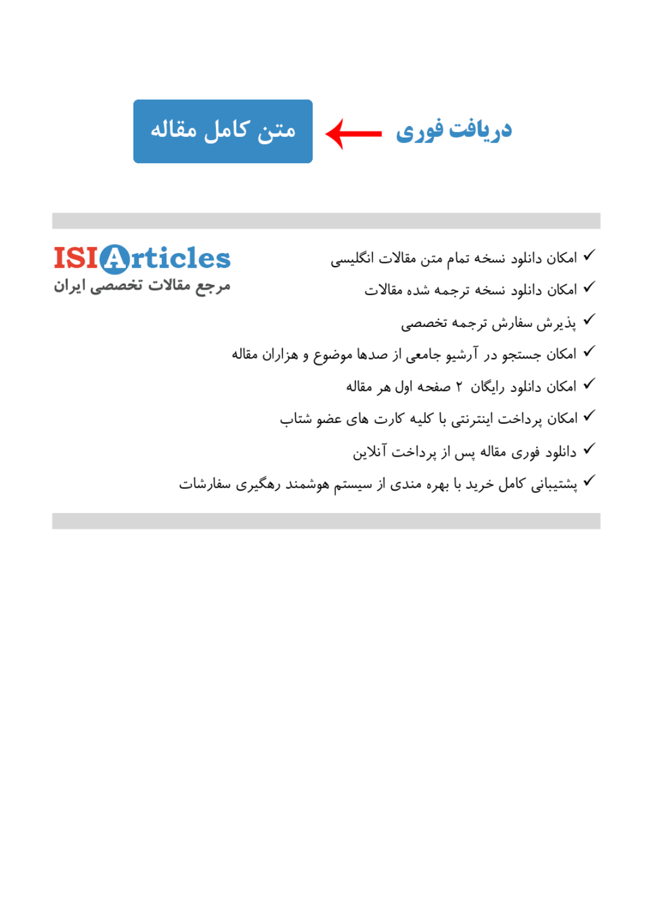دریافت فوری ← متن کامل مقاله

**ISIArticles**
مرجع مقالات تخصصی ایران

- ✓ امکان دانلود نسخه تمام متن مقالات انگلیسی
- ✓ امکان دانلود نسخه ترجمه شده مقالات
- ✓ پذیرش سفارش ترجمه تخصصی
- ✓ امکان جستجو در آرشیو جامعی از صدها موضوع و هزاران مقاله
- ✓ امکان دانلود رایگان ۲ صفحه اول هر مقاله
- ✓ امکان پرداخت اینترنتی با کلیه کارت های عضو شتاب
- ✓ دانلود فوری مقاله پس از پرداخت آنلاین
- ✓ پشتیبانی کامل خرید با بهره مندی از سیستم هوشمند رهگیری سفارشات